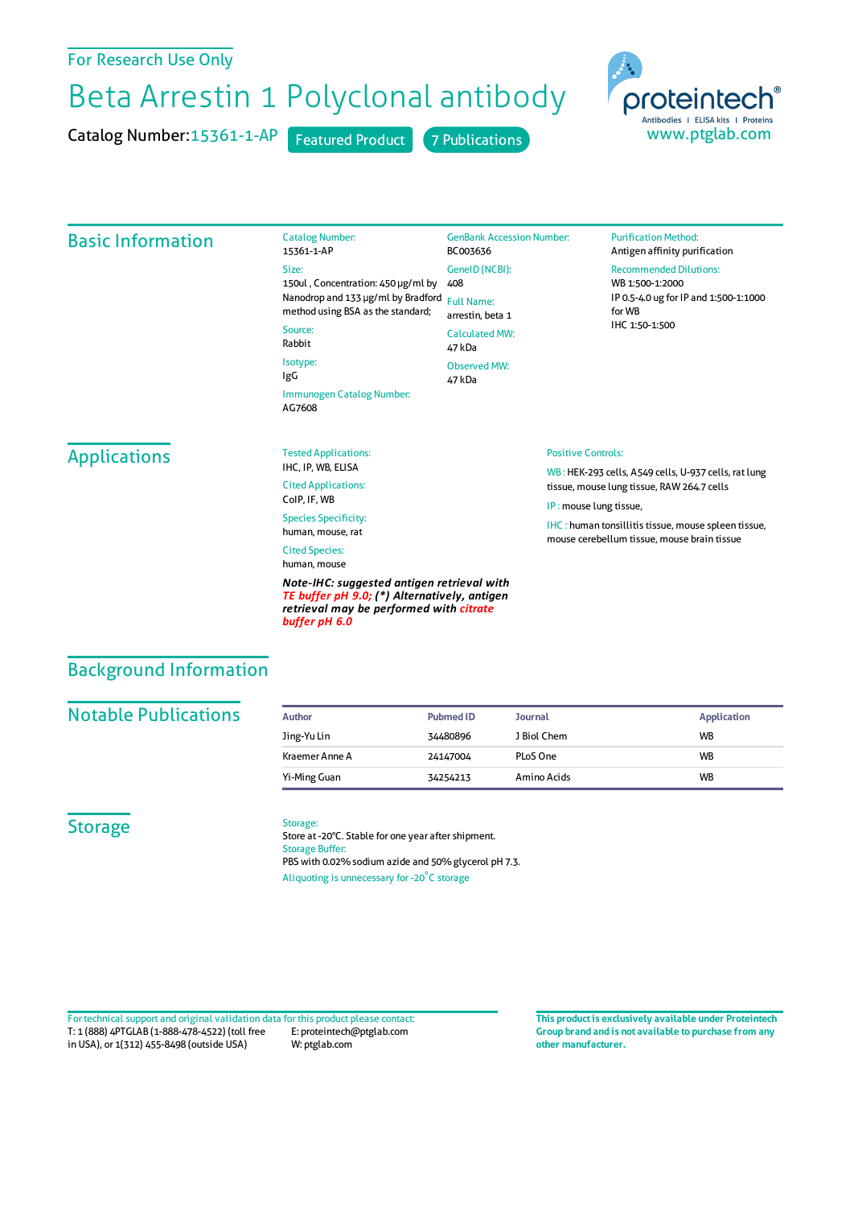For Research Use Only

# Beta Arrestin 1 Polyclonal antibody

Catalog Number: 15361-1-AP   Featured Product   7 Publications

proteintech®
Antibodies | ELISA kits | Proteins
www.ptglab.com

## Basic Information

Catalog Number:
15361-1-AP

Size:
150ul , Concentration: 450 μg/ml by Nanodrop and 133 μg/ml by Bradford method using BSA as the standard;

Source:
Rabbit

Isotype:
IgG

Immunogen Catalog Number:
AG7608

GenBank Accession Number:
BC003636

GeneID (NCBI):
408

Full Name:
arrestin, beta 1

Calculated MW:
47 kDa

Observed MW:
47 kDa

Purification Method:
Antigen affinity purification

Recommended Dilutions:
WB 1:500-1:2000
IP 0.5-4.0 ug for IP and 1:500-1:1000 for WB
IHC 1:50-1:500

## Applications

Tested Applications:
IHC, IP, WB, ELISA

Cited Applications:
CoIP, IF, WB

Species Specificity:
human, mouse, rat

Cited Species:
human, mouse

***Note-IHC: suggested antigen retrieval with TE buffer pH 9.0; (\*) Alternatively, antigen retrieval may be performed with citrate buffer pH 6.0***

Positive Controls:

WB : HEK-293 cells, A549 cells, U-937 cells, rat lung tissue, mouse lung tissue, RAW 264.7 cells

IP : mouse lung tissue,

IHC : human tonsillitis tissue, mouse spleen tissue, mouse cerebellum tissue, mouse brain tissue

## Background Information

## Notable Publications

| Author | Pubmed ID | Journal | Application |
|---|---|---|---|
| Jing-Yu Lin | 34480896 | J Biol Chem | WB |
| Kraemer Anne A | 24147004 | PLoS One | WB |
| Yi-Ming Guan | 34254213 | Amino Acids | WB |

## Storage

Storage:
Store at -20°C. Stable for one year after shipment.

Storage Buffer:
PBS with 0.02% sodium azide and 50% glycerol pH 7.3.

Aliquoting is unnecessary for -20°C storage

For technical support and original validation data for this product please contact:
T: 1 (888) 4PTGLAB (1-888-478-4522) (toll free in USA), or 1(312) 455-8498 (outside USA)
E: proteintech@ptglab.com
W: ptglab.com

**This product is exclusively available under Proteintech Group brand and is not available to purchase from any other manufacturer.**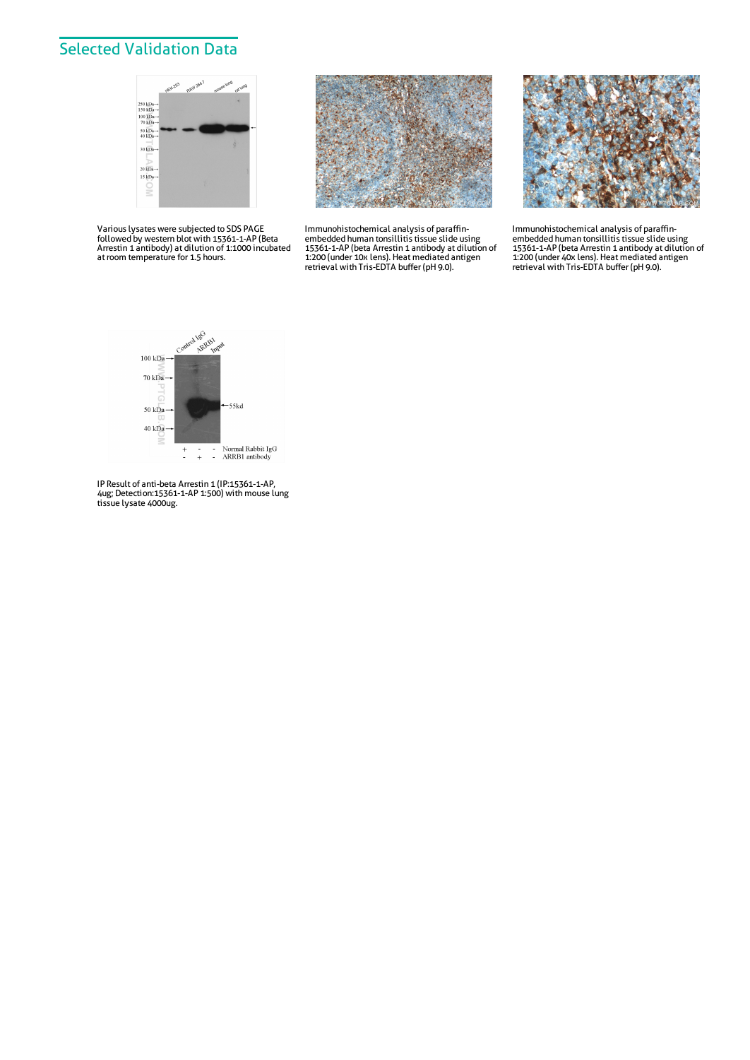## Selected Validation Data

250 kDa
150 kDa
100 kDa
70 kDa
50 kDa
40 kDa
30 kDa
20 kDa
15 kDa

HEK-293
RAW 264.7
mouse lung
rat lung

Various lysates were subjected to SDS PAGE followed by western blot with 15361-1-AP (Beta Arrestin 1 antibody) at dilution of 1:1000 incubated at room temperature for 1.5 hours.

Immunohistochemical analysis of paraffin-embedded human tonsillitis tissue slide using 15361-1-AP (beta Arrestin 1 antibody at dilution of 1:200 (under 10x lens). Heat mediated antigen retrieval with Tris-EDTA buffer (pH 9.0).

Immunohistochemical analysis of paraffin-embedded human tonsillitis tissue slide using 15361-1-AP (beta Arrestin 1 antibody at dilution of 1:200 (under 40x lens). Heat mediated antigen retrieval with Tris-EDTA buffer (pH 9.0).

Control IgG
ARRB1
Input

100 kDa
70 kDa
50 kDa
40 kDa

55kd

\+ - - Normal Rabbit IgG
\- + - ARRB1 antibody

IP Result of anti-beta Arrestin 1 (IP:15361-1-AP, 4ug; Detection:15361-1-AP 1:500) with mouse lung tissue lysate 4000ug.